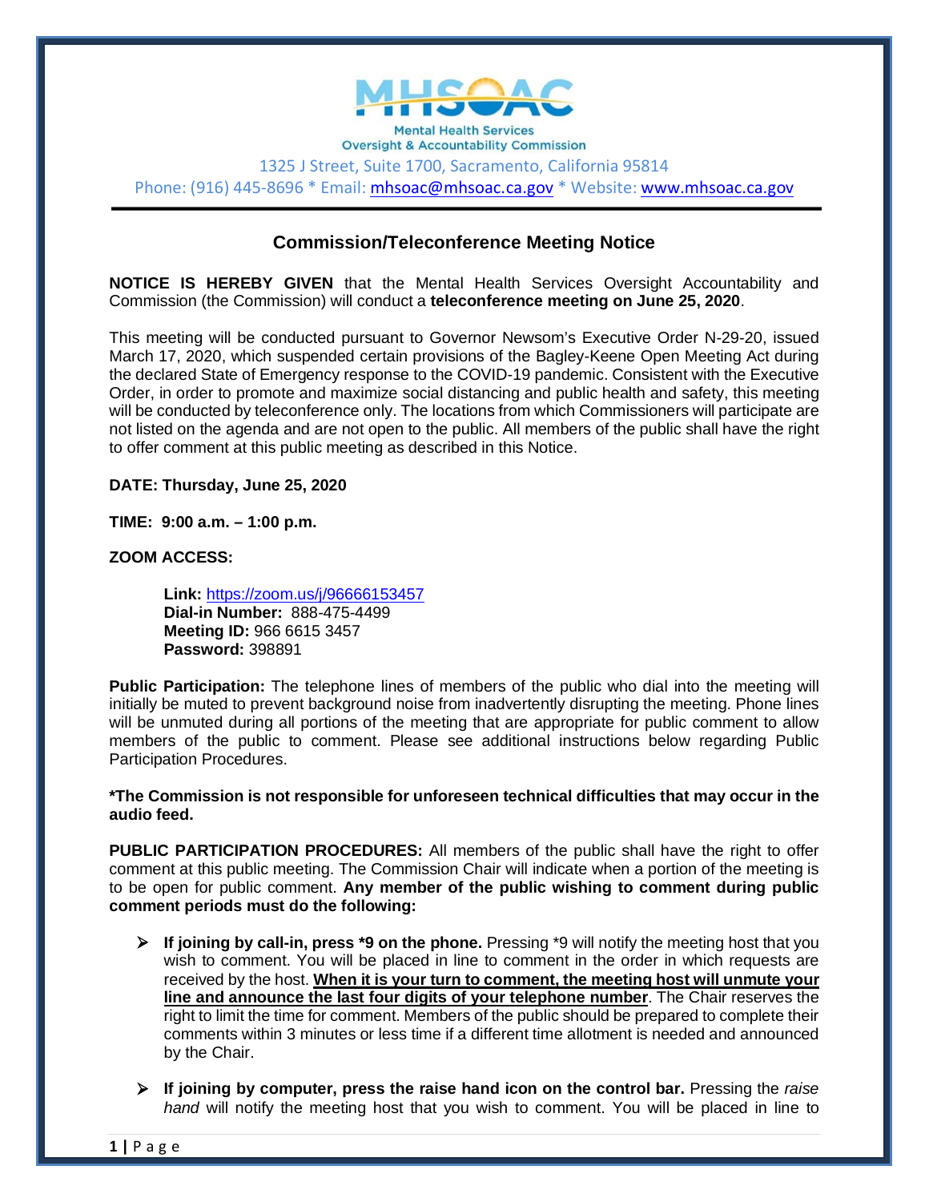Mental Health Services Oversight & Accountability Commission

1325 J Street, Suite 1700, Sacramento, California 95814
Phone: (916) 445-8696 * Email: mhsoac@mhsoac.ca.gov * Website: www.mhsoac.ca.gov

## Commission/Teleconference Meeting Notice

**NOTICE IS HEREBY GIVEN** that the Mental Health Services Oversight Accountability and Commission (the Commission) will conduct a **teleconference meeting on June 25, 2020**.

This meeting will be conducted pursuant to Governor Newsom's Executive Order N-29-20, issued March 17, 2020, which suspended certain provisions of the Bagley-Keene Open Meeting Act during the declared State of Emergency response to the COVID-19 pandemic. Consistent with the Executive Order, in order to promote and maximize social distancing and public health and safety, this meeting will be conducted by teleconference only. The locations from which Commissioners will participate are not listed on the agenda and are not open to the public. All members of the public shall have the right to offer comment at this public meeting as described in this Notice.

**DATE: Thursday, June 25, 2020**

**TIME: 9:00 a.m. – 1:00 p.m.**

**ZOOM ACCESS:**

> **Link:** https://zoom.us/j/96666153457
> **Dial-in Number:** 888-475-4499
> **Meeting ID:** 966 6615 3457
> **Password:** 398891

**Public Participation:** The telephone lines of members of the public who dial into the meeting will initially be muted to prevent background noise from inadvertently disrupting the meeting. Phone lines will be unmuted during all portions of the meeting that are appropriate for public comment to allow members of the public to comment. Please see additional instructions below regarding Public Participation Procedures.

**\*The Commission is not responsible for unforeseen technical difficulties that may occur in the audio feed.**

**PUBLIC PARTICIPATION PROCEDURES:** All members of the public shall have the right to offer comment at this public meeting. The Commission Chair will indicate when a portion of the meeting is to be open for public comment. **Any member of the public wishing to comment during public comment periods must do the following:**

- **If joining by call-in, press *9 on the phone.** Pressing *9 will notify the meeting host that you wish to comment. You will be placed in line to comment in the order in which requests are received by the host. **When it is your turn to comment, the meeting host will unmute your line and announce the last four digits of your telephone number**. The Chair reserves the right to limit the time for comment. Members of the public should be prepared to complete their comments within 3 minutes or less time if a different time allotment is needed and announced by the Chair.

- **If joining by computer, press the raise hand icon on the control bar.** Pressing the *raise hand* will notify the meeting host that you wish to comment. You will be placed in line to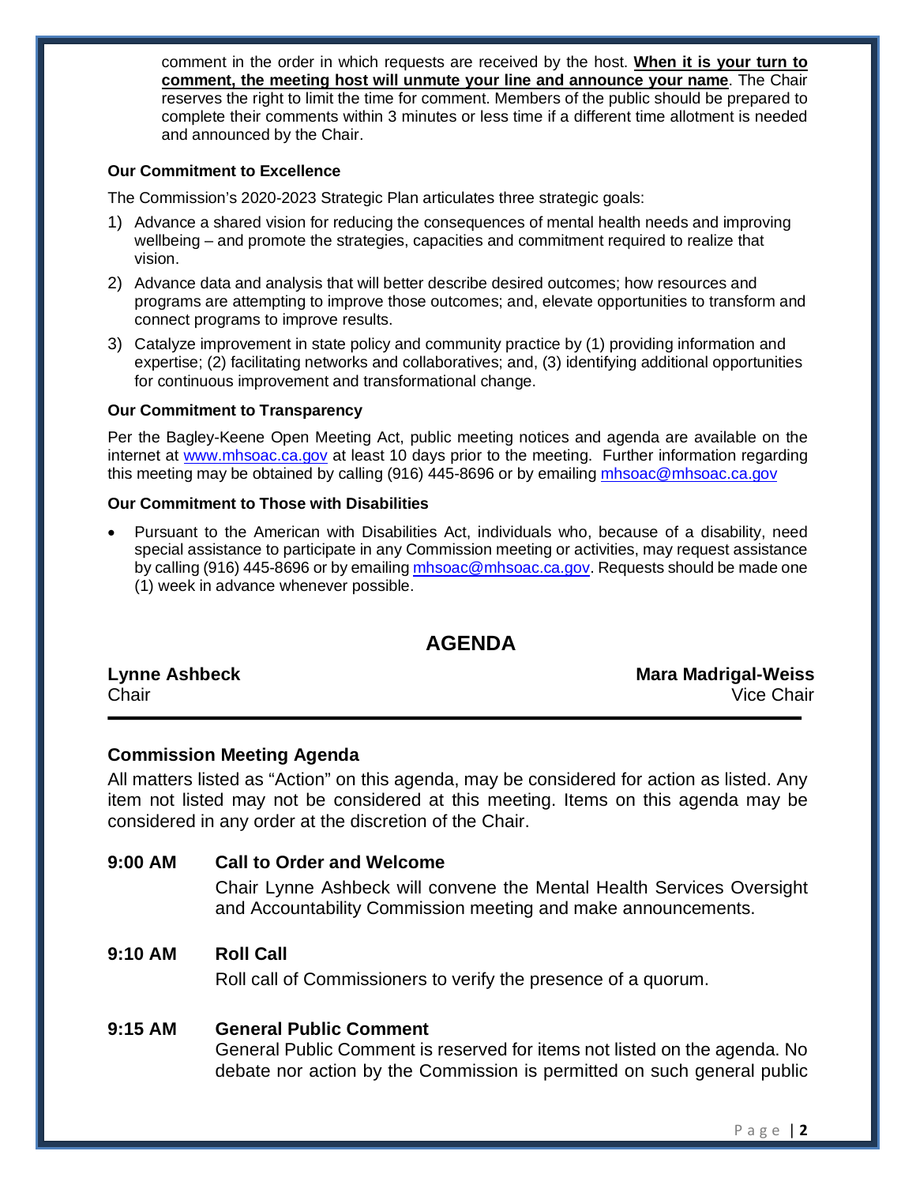comment in the order in which requests are received by the host. **When it is your turn to comment, the meeting host will unmute your line and announce your name**. The Chair reserves the right to limit the time for comment. Members of the public should be prepared to complete their comments within 3 minutes or less time if a different time allotment is needed and announced by the Chair.

#### Our Commitment to Excellence

The Commission's 2020-2023 Strategic Plan articulates three strategic goals:

1) Advance a shared vision for reducing the consequences of mental health needs and improving wellbeing – and promote the strategies, capacities and commitment required to realize that vision.
2) Advance data and analysis that will better describe desired outcomes; how resources and programs are attempting to improve those outcomes; and, elevate opportunities to transform and connect programs to improve results.
3) Catalyze improvement in state policy and community practice by (1) providing information and expertise; (2) facilitating networks and collaboratives; and, (3) identifying additional opportunities for continuous improvement and transformational change.

#### Our Commitment to Transparency

Per the Bagley-Keene Open Meeting Act, public meeting notices and agenda are available on the internet at www.mhsoac.ca.gov at least 10 days prior to the meeting. Further information regarding this meeting may be obtained by calling (916) 445-8696 or by emailing mhsoac@mhsoac.ca.gov

#### Our Commitment to Those with Disabilities

- Pursuant to the American with Disabilities Act, individuals who, because of a disability, need special assistance to participate in any Commission meeting or activities, may request assistance by calling (916) 445-8696 or by emailing mhsoac@mhsoac.ca.gov. Requests should be made one (1) week in advance whenever possible.

## AGENDA

**Lynne Ashbeck**
Chair

**Mara Madrigal-Weiss**
Vice Chair

---

### Commission Meeting Agenda

All matters listed as "Action" on this agenda, may be considered for action as listed. Any item not listed may not be considered at this meeting. Items on this agenda may be considered in any order at the discretion of the Chair.

**9:00 AM Call to Order and Welcome**

Chair Lynne Ashbeck will convene the Mental Health Services Oversight and Accountability Commission meeting and make announcements.

**9:10 AM Roll Call**

Roll call of Commissioners to verify the presence of a quorum.

**9:15 AM General Public Comment**

General Public Comment is reserved for items not listed on the agenda. No debate nor action by the Commission is permitted on such general public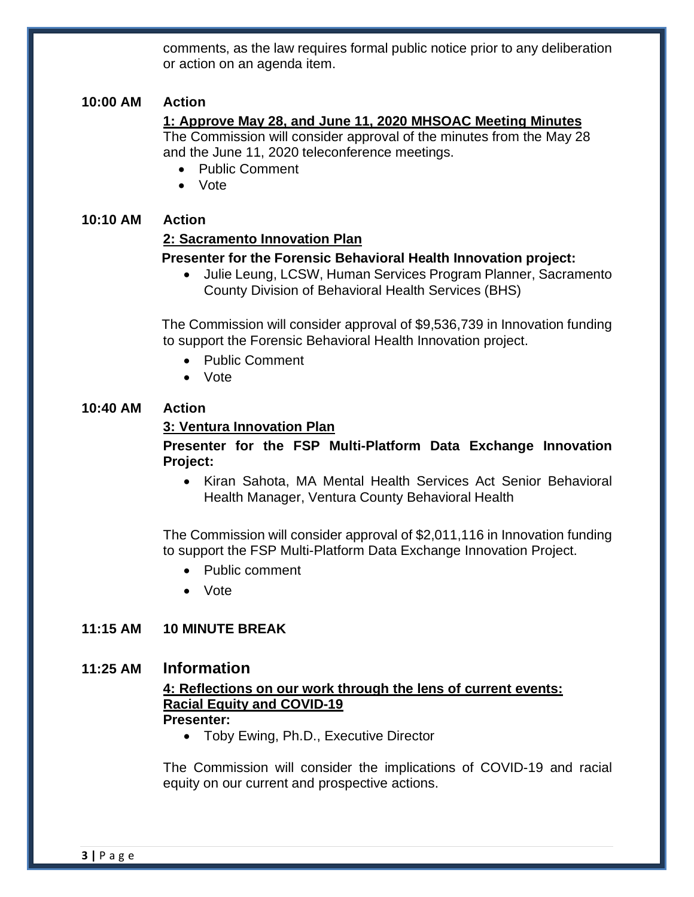comments, as the law requires formal public notice prior to any deliberation or action on an agenda item.

**10:00 AM Action**

**1: Approve May 28, and June 11, 2020 MHSOAC Meeting Minutes**

The Commission will consider approval of the minutes from the May 28 and the June 11, 2020 teleconference meetings.

- Public Comment
- Vote

**10:10 AM Action**

**2: Sacramento Innovation Plan**

**Presenter for the Forensic Behavioral Health Innovation project:**

- Julie Leung, LCSW, Human Services Program Planner, Sacramento County Division of Behavioral Health Services (BHS)

The Commission will consider approval of $9,536,739 in Innovation funding to support the Forensic Behavioral Health Innovation project.

- Public Comment
- Vote

**10:40 AM Action**

**3: Ventura Innovation Plan**

**Presenter for the FSP Multi-Platform Data Exchange Innovation Project:**

- Kiran Sahota, MA Mental Health Services Act Senior Behavioral Health Manager, Ventura County Behavioral Health

The Commission will consider approval of $2,011,116 in Innovation funding to support the FSP Multi-Platform Data Exchange Innovation Project.

- Public comment
- Vote

**11:15 AM 10 MINUTE BREAK**

**11:25 AM Information**

**4: Reflections on our work through the lens of current events: Racial Equity and COVID-19**

**Presenter:**

- Toby Ewing, Ph.D., Executive Director

The Commission will consider the implications of COVID-19 and racial equity on our current and prospective actions.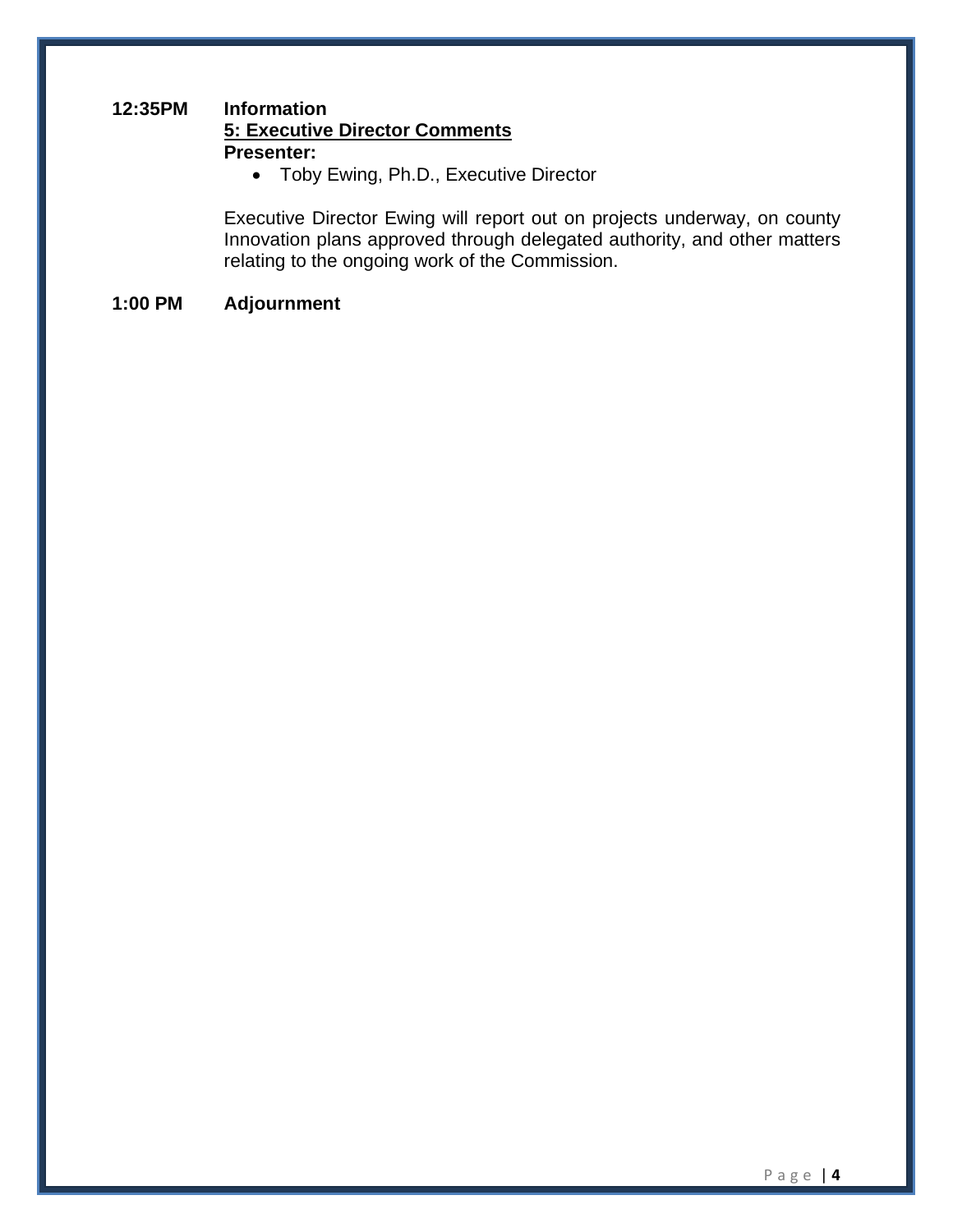**12:35PM Information**

**5: Executive Director Comments**

**Presenter:**

- Toby Ewing, Ph.D., Executive Director

Executive Director Ewing will report out on projects underway, on county Innovation plans approved through delegated authority, and other matters relating to the ongoing work of the Commission.

**1:00 PM Adjournment**